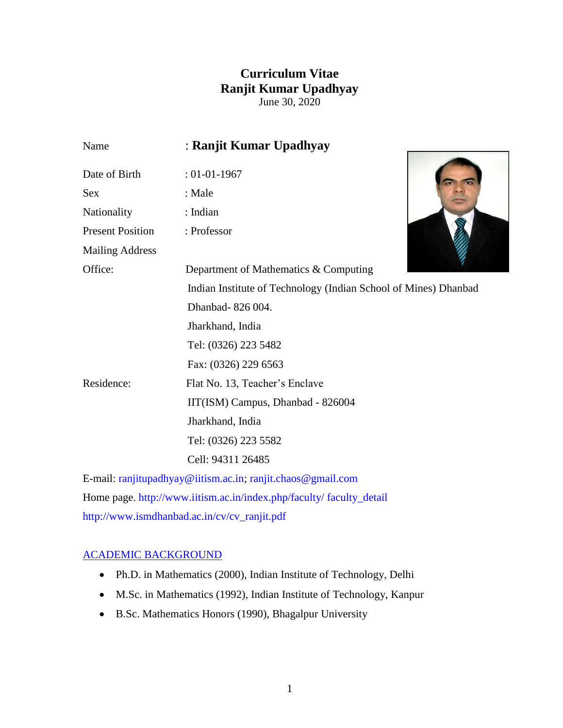# Curriculum Vitae
# Ranjit Kumar Upadhyay

June 30, 2020

Name : **Ranjit Kumar Upadhyay**

Date of Birth : 01-01-1967

Sex : Male

Nationality : Indian

Present Position : Professor

Mailing Address

Office: Department of Mathematics & Computing
Indian Institute of Technology (Indian School of Mines) Dhanbad
Dhanbad- 826 004.
Jharkhand, India
Tel: (0326) 223 5482
Fax: (0326) 229 6563

Residence: Flat No. 13, Teacher's Enclave
IIT(ISM) Campus, Dhanbad - 826004
Jharkhand, India
Tel: (0326) 223 5582
Cell: 94311 26485

E-mail: ranjitupadhyay@iitism.ac.in; ranjit.chaos@gmail.com

Home page. http://www.iitism.ac.in/index.php/faculty/ faculty_detail

http://www.ismdhanbad.ac.in/cv/cv_ranjit.pdf

## ACADEMIC BACKGROUND

- Ph.D. in Mathematics (2000), Indian Institute of Technology, Delhi
- M.Sc. in Mathematics (1992), Indian Institute of Technology, Kanpur
- B.Sc. Mathematics Honors (1990), Bhagalpur University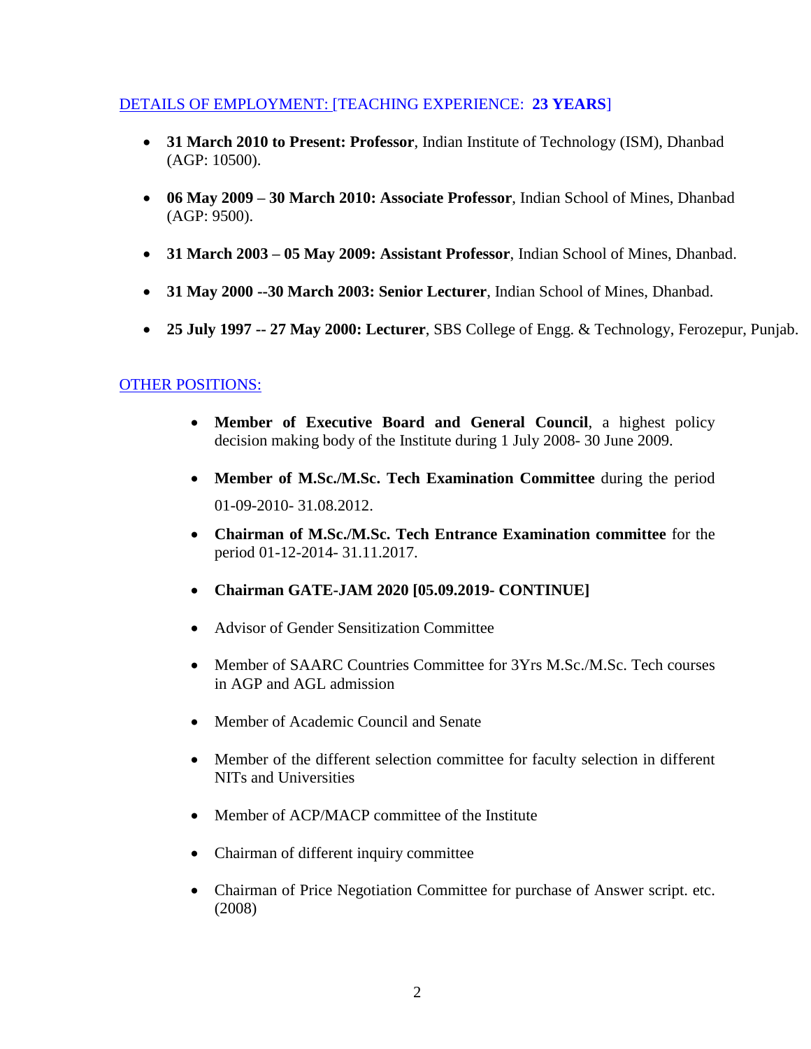## DETAILS OF EMPLOYMENT: [TEACHING EXPERIENCE: **23 YEARS**]

- **31 March 2010 to Present: Professor**, Indian Institute of Technology (ISM), Dhanbad (AGP: 10500).
- **06 May 2009 – 30 March 2010: Associate Professor**, Indian School of Mines, Dhanbad (AGP: 9500).
- **31 March 2003 – 05 May 2009: Assistant Professor**, Indian School of Mines, Dhanbad.
- **31 May 2000 --30 March 2003: Senior Lecturer**, Indian School of Mines, Dhanbad.
- **25 July 1997 -- 27 May 2000: Lecturer**, SBS College of Engg. & Technology, Ferozepur, Punjab.

## OTHER POSITIONS:

- **Member of Executive Board and General Council**, a highest policy decision making body of the Institute during 1 July 2008- 30 June 2009.
- **Member of M.Sc./M.Sc. Tech Examination Committee** during the period 01-09-2010- 31.08.2012.
- **Chairman of M.Sc./M.Sc. Tech Entrance Examination committee** for the period 01-12-2014- 31.11.2017.
- **Chairman GATE-JAM 2020 [05.09.2019- CONTINUE]**
- Advisor of Gender Sensitization Committee
- Member of SAARC Countries Committee for 3Yrs M.Sc./M.Sc. Tech courses in AGP and AGL admission
- Member of Academic Council and Senate
- Member of the different selection committee for faculty selection in different NITs and Universities
- Member of ACP/MACP committee of the Institute
- Chairman of different inquiry committee
- Chairman of Price Negotiation Committee for purchase of Answer script. etc. (2008)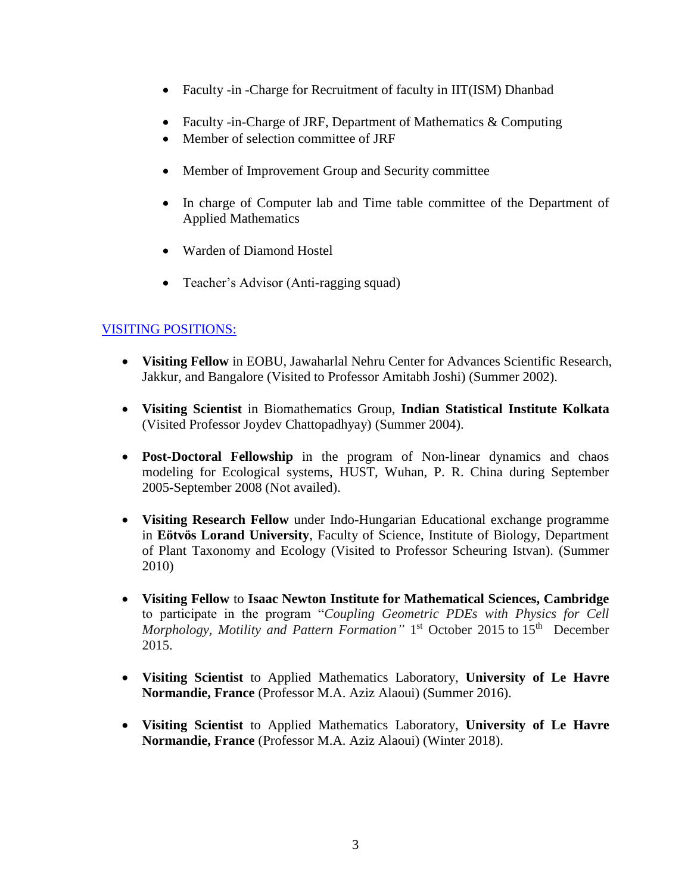- Faculty -in -Charge for Recruitment of faculty in IIT(ISM) Dhanbad
- Faculty -in-Charge of JRF, Department of Mathematics & Computing
- Member of selection committee of JRF
- Member of Improvement Group and Security committee
- In charge of Computer lab and Time table committee of the Department of Applied Mathematics
- Warden of Diamond Hostel
- Teacher's Advisor (Anti-ragging squad)

## VISITING POSITIONS:

- **Visiting Fellow** in EOBU, Jawaharlal Nehru Center for Advances Scientific Research, Jakkur, and Bangalore (Visited to Professor Amitabh Joshi) (Summer 2002).
- **Visiting Scientist** in Biomathematics Group, **Indian Statistical Institute Kolkata** (Visited Professor Joydev Chattopadhyay) (Summer 2004).
- **Post-Doctoral Fellowship** in the program of Non-linear dynamics and chaos modeling for Ecological systems, HUST, Wuhan, P. R. China during September 2005-September 2008 (Not availed).
- **Visiting Research Fellow** under Indo-Hungarian Educational exchange programme in **Eötvös Lorand University**, Faculty of Science, Institute of Biology, Department of Plant Taxonomy and Ecology (Visited to Professor Scheuring Istvan). (Summer 2010)
- **Visiting Fellow** to **Isaac Newton Institute for Mathematical Sciences, Cambridge** to participate in the program "*Coupling Geometric PDEs with Physics for Cell Morphology, Motility and Pattern Formation"* 1st October 2015 to 15th December 2015.
- **Visiting Scientist** to Applied Mathematics Laboratory, **University of Le Havre Normandie, France** (Professor M.A. Aziz Alaoui) (Summer 2016).
- **Visiting Scientist** to Applied Mathematics Laboratory, **University of Le Havre Normandie, France** (Professor M.A. Aziz Alaoui) (Winter 2018).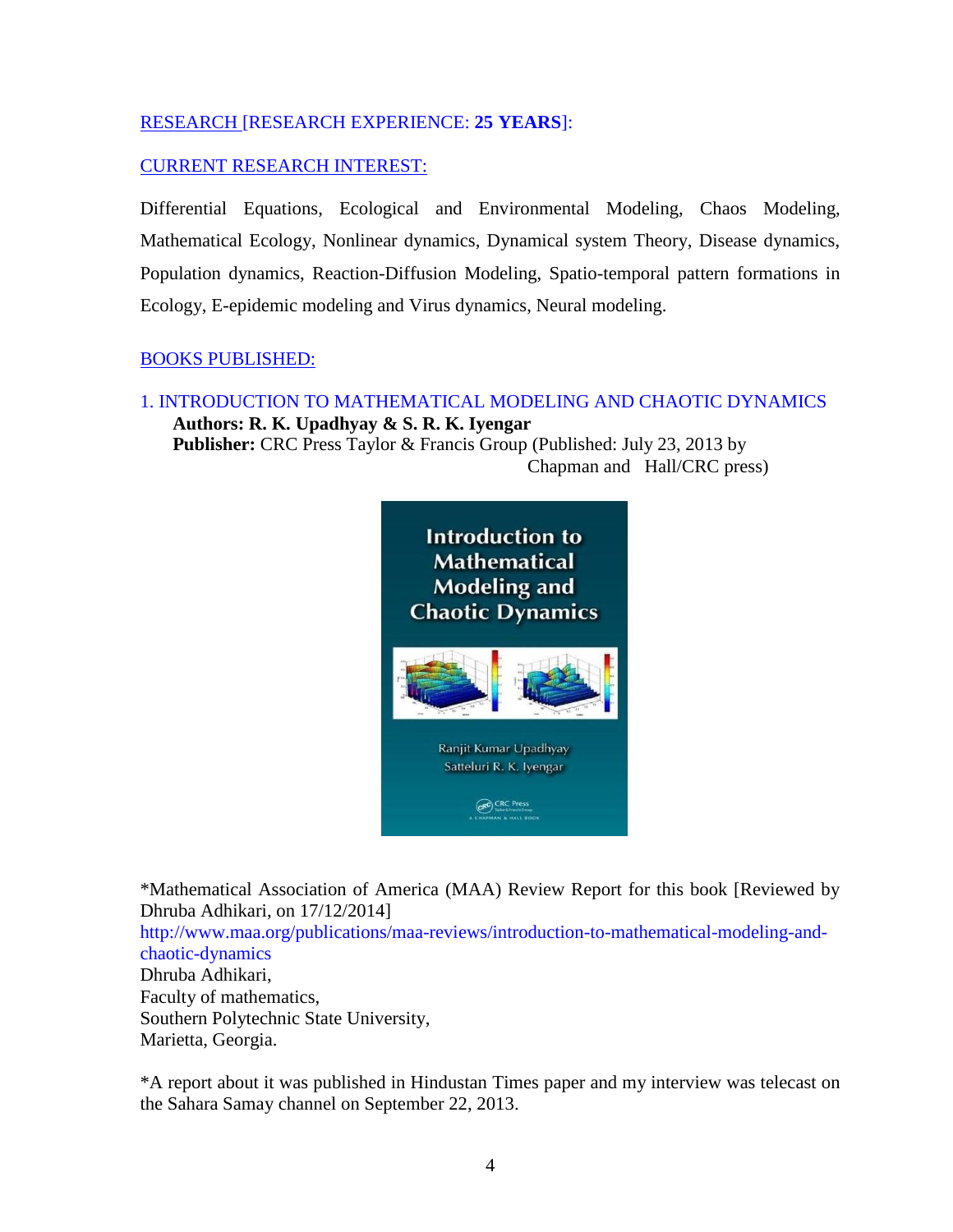## RESEARCH [RESEARCH EXPERIENCE: **25 YEARS**]:

### CURRENT RESEARCH INTEREST:

Differential Equations, Ecological and Environmental Modeling, Chaos Modeling, Mathematical Ecology, Nonlinear dynamics, Dynamical system Theory, Disease dynamics, Population dynamics, Reaction-Diffusion Modeling, Spatio-temporal pattern formations in Ecology, E-epidemic modeling and Virus dynamics, Neural modeling.

### BOOKS PUBLISHED:

1. INTRODUCTION TO MATHEMATICAL MODELING AND CHAOTIC DYNAMICS
   **Authors: R. K. Upadhyay & S. R. K. Iyengar**
   **Publisher:** CRC Press Taylor & Francis Group (Published: July 23, 2013 by Chapman and Hall/CRC press)

*Mathematical Association of America (MAA) Review Report for this book [Reviewed by Dhruba Adhikari, on 17/12/2014]
http://www.maa.org/publications/maa-reviews/introduction-to-mathematical-modeling-and-chaotic-dynamics
Dhruba Adhikari,
Faculty of mathematics,
Southern Polytechnic State University,
Marietta, Georgia.

*A report about it was published in Hindustan Times paper and my interview was telecast on the Sahara Samay channel on September 22, 2013.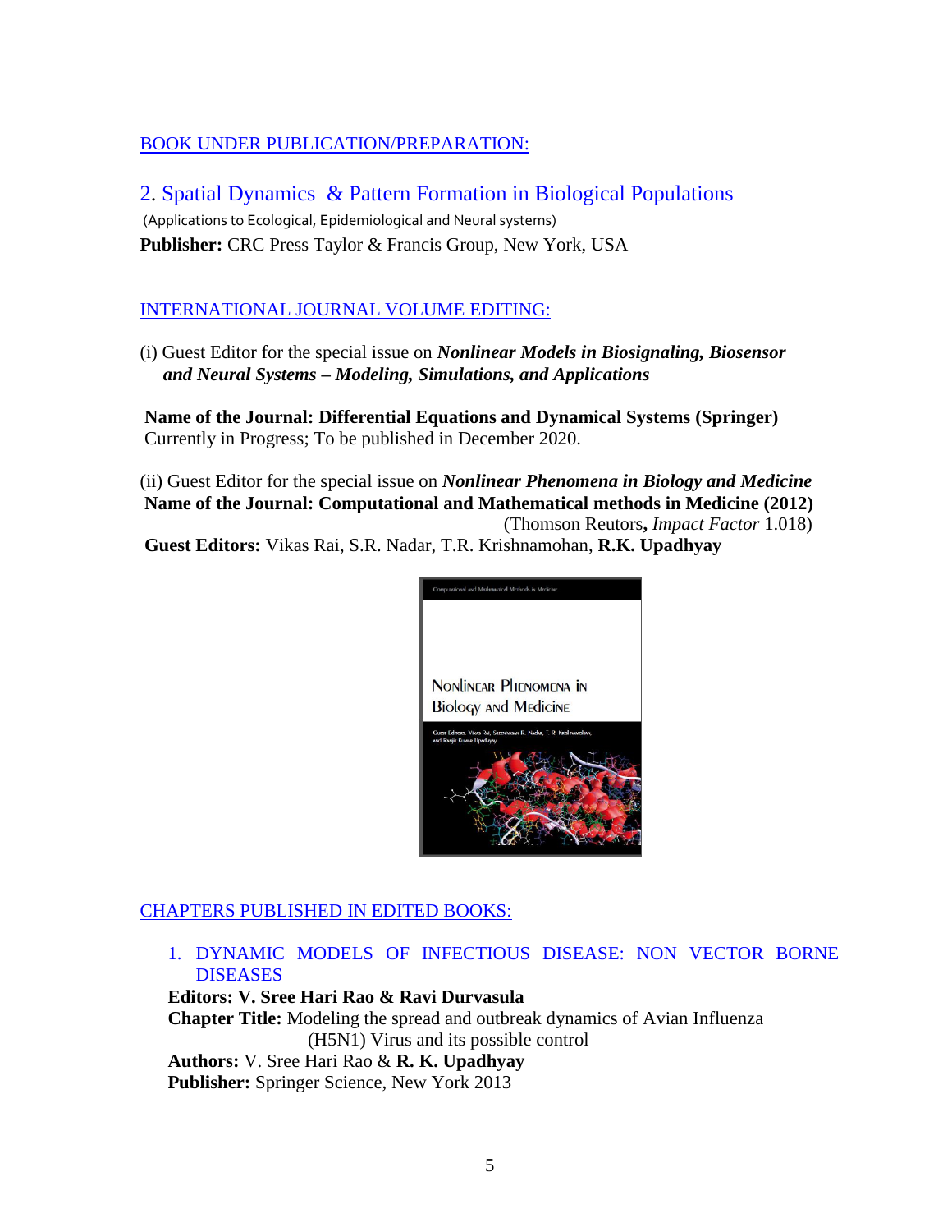BOOK UNDER PUBLICATION/PREPARATION:

2. Spatial Dynamics & Pattern Formation in Biological Populations

(Applications to Ecological, Epidemiological and Neural systems)

**Publisher:** CRC Press Taylor & Francis Group, New York, USA

INTERNATIONAL JOURNAL VOLUME EDITING:

(i) Guest Editor for the special issue on ***Nonlinear Models in Biosignaling, Biosensor and Neural Systems – Modeling, Simulations, and Applications***

**Name of the Journal: Differential Equations and Dynamical Systems (Springer)**
Currently in Progress; To be published in December 2020.

(ii) Guest Editor for the special issue on ***Nonlinear Phenomena in Biology and Medicine***
**Name of the Journal: Computational and Mathematical methods in Medicine (2012)**
(Thomson Reutors**,** *Impact Factor* 1.018)
**Guest Editors:** Vikas Rai, S.R. Nadar, T.R. Krishnamohan, **R.K. Upadhyay**

CHAPTERS PUBLISHED IN EDITED BOOKS:

1. DYNAMIC MODELS OF INFECTIOUS DISEASE: NON VECTOR BORNE DISEASES

   **Editors: V. Sree Hari Rao & Ravi Durvasula**
   **Chapter Title:** Modeling the spread and outbreak dynamics of Avian Influenza (H5N1) Virus and its possible control
   **Authors:** V. Sree Hari Rao & **R. K. Upadhyay**
   **Publisher:** Springer Science, New York 2013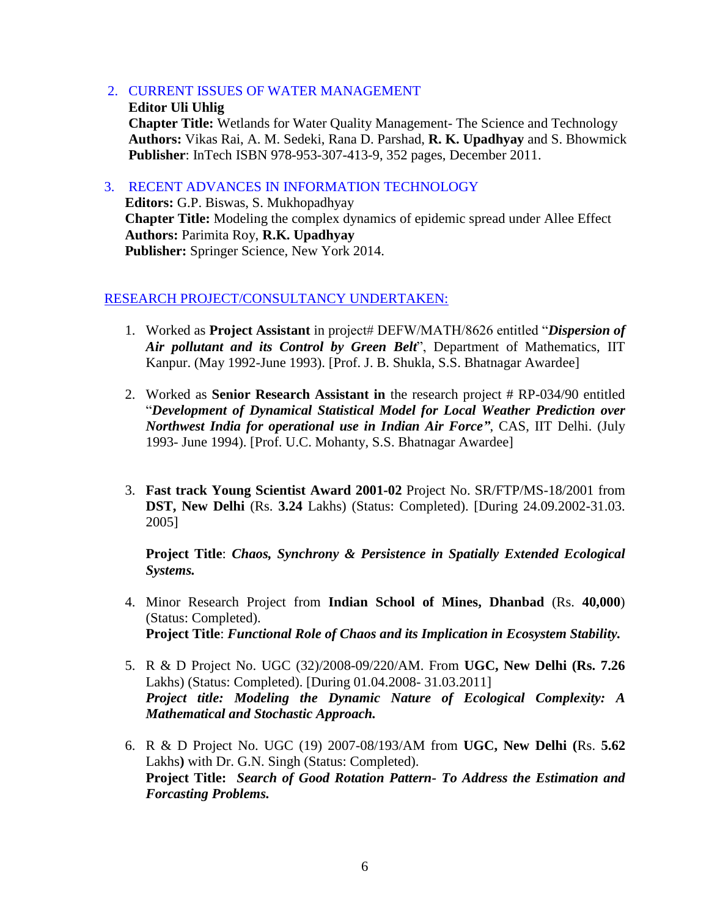2. CURRENT ISSUES OF WATER MANAGEMENT
   **Editor Uli Uhlig**
   **Chapter Title:** Wetlands for Water Quality Management- The Science and Technology
   **Authors:** Vikas Rai, A. M. Sedeki, Rana D. Parshad, **R. K. Upadhyay** and S. Bhowmick
   **Publisher**: InTech ISBN 978-953-307-413-9, 352 pages, December 2011.

3. RECENT ADVANCES IN INFORMATION TECHNOLOGY
   **Editors:** G.P. Biswas, S. Mukhopadhyay
   **Chapter Title:** Modeling the complex dynamics of epidemic spread under Allee Effect
   **Authors:** Parimita Roy, **R.K. Upadhyay**
   **Publisher:** Springer Science, New York 2014.

## RESEARCH PROJECT/CONSULTANCY UNDERTAKEN:

1. Worked as **Project Assistant** in project# DEFW/MATH/8626 entitled "***Dispersion of Air pollutant and its Control by Green Belt***", Department of Mathematics, IIT Kanpur. (May 1992-June 1993). [Prof. J. B. Shukla, S.S. Bhatnagar Awardee]

2. Worked as **Senior Research Assistant in** the research project # RP-034/90 entitled "***Development of Dynamical Statistical Model for Local Weather Prediction over Northwest India for operational use in Indian Air Force"***, CAS, IIT Delhi. (July 1993- June 1994). [Prof. U.C. Mohanty, S.S. Bhatnagar Awardee]

3. **Fast track Young Scientist Award 2001-02** Project No. SR/FTP/MS-18/2001 from **DST, New Delhi** (Rs. **3.24** Lakhs) (Status: Completed). [During 24.09.2002-31.03. 2005]

   **Project Title**: ***Chaos, Synchrony & Persistence in Spatially Extended Ecological Systems.***

4. Minor Research Project from **Indian School of Mines, Dhanbad** (Rs. **40,000**) (Status: Completed).
   **Project Title**: ***Functional Role of Chaos and its Implication in Ecosystem Stability.***

5. R & D Project No. UGC (32)/2008-09/220/AM. From **UGC, New Delhi (Rs. 7.26** Lakhs) (Status: Completed). [During 01.04.2008- 31.03.2011]
   ***Project title: Modeling the Dynamic Nature of Ecological Complexity: A Mathematical and Stochastic Approach.***

6. R & D Project No. UGC (19) 2007-08/193/AM from **UGC, New Delhi (**Rs. **5.62** Lakhs**)** with Dr. G.N. Singh (Status: Completed).
   **Project Title:** ***Search of Good Rotation Pattern- To Address the Estimation and Forcasting Problems.***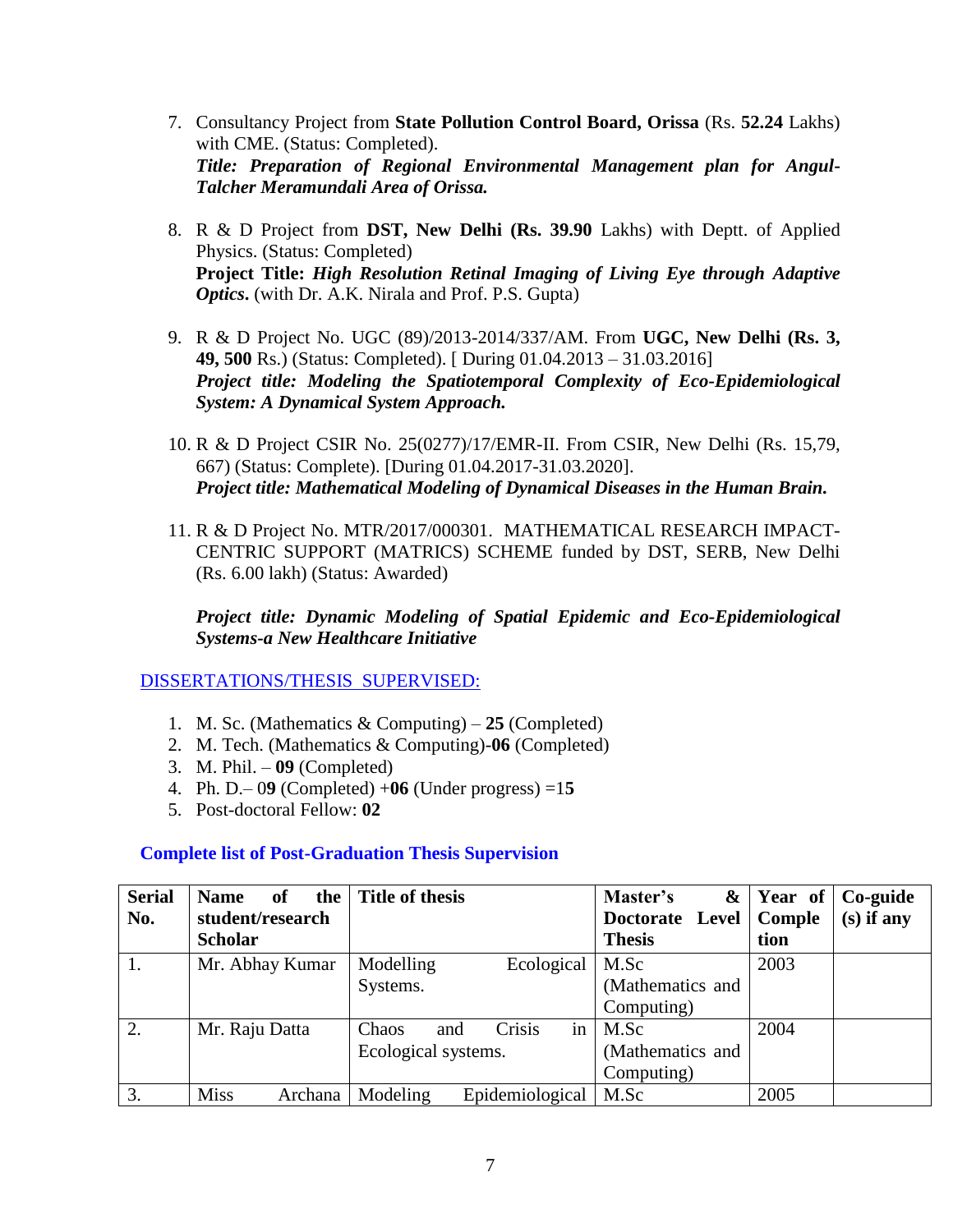7. Consultancy Project from **State Pollution Control Board, Orissa** (Rs. **52.24** Lakhs) with CME. (Status: Completed).
   ***Title: Preparation of Regional Environmental Management plan for Angul-Talcher Meramundali Area of Orissa.***

8. R & D Project from **DST, New Delhi (Rs. 39.90** Lakhs) with Deptt. of Applied Physics. (Status: Completed)
   **Project Title:** ***High Resolution Retinal Imaging of Living Eye through Adaptive Optics*****.** (with Dr. A.K. Nirala and Prof. P.S. Gupta)

9. R & D Project No. UGC (89)/2013-2014/337/AM. From **UGC, New Delhi (Rs. 3, 49, 500** Rs.) (Status: Completed). [ During 01.04.2013 – 31.03.2016]
   ***Project title: Modeling the Spatiotemporal Complexity of Eco-Epidemiological System: A Dynamical System Approach.***

10. R & D Project CSIR No. 25(0277)/17/EMR-II. From CSIR, New Delhi (Rs. 15,79, 667) (Status: Complete). [During 01.04.2017-31.03.2020].
    ***Project title: Mathematical Modeling of Dynamical Diseases in the Human Brain.***

11. R & D Project No. MTR/2017/000301. MATHEMATICAL RESEARCH IMPACT-CENTRIC SUPPORT (MATRICS) SCHEME funded by DST, SERB, New Delhi (Rs. 6.00 lakh) (Status: Awarded)

    ***Project title: Dynamic Modeling of Spatial Epidemic and Eco-Epidemiological Systems-a New Healthcare Initiative***

## DISSERTATIONS/THESIS SUPERVISED:

1. M. Sc. (Mathematics & Computing) – **25** (Completed)
2. M. Tech. (Mathematics & Computing)-**06** (Completed)
3. M. Phil. – **09** (Completed)
4. Ph. D.– 0**9** (Completed) +**06** (Under progress) =1**5**
5. Post-doctoral Fellow: **02**

### Complete list of Post-Graduation Thesis Supervision

| Serial No. | Name of the student/research Scholar | Title of thesis | Master's & Doctorate Level Thesis | Year of Completion | Co-guide (s) if any |
|---|---|---|---|---|---|
| 1. | Mr. Abhay Kumar | Modelling Ecological Systems. | M.Sc (Mathematics and Computing) | 2003 | |
| 2. | Mr. Raju Datta | Chaos and Crisis in Ecological systems. | M.Sc (Mathematics and Computing) | 2004 | |
| 3. | Miss Archana | Modeling Epidemiological | M.Sc | 2005 | |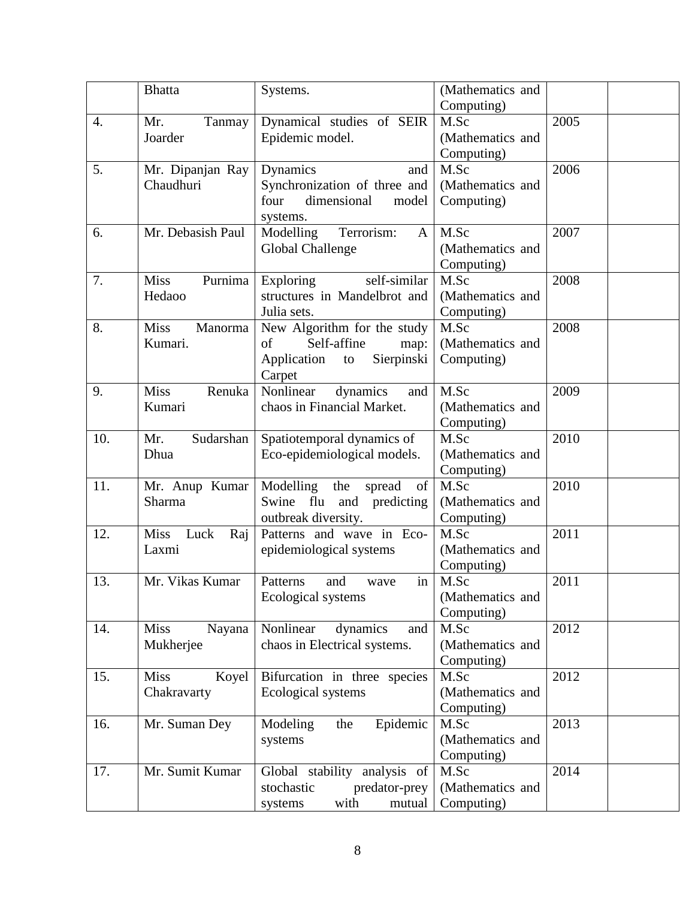| | Bhatta | Systems. | (Mathematics and Computing) | | |
|---|---|---|---|---|---|
| 4. | Mr. Tanmay Joarder | Dynamical studies of SEIR Epidemic model. | M.Sc (Mathematics and Computing) | 2005 | |
| 5. | Mr. Dipanjan Ray Chaudhuri | Dynamics and Synchronization of three and four dimensional model systems. | M.Sc (Mathematics and Computing) | 2006 | |
| 6. | Mr. Debasish Paul | Modelling Terrorism: A Global Challenge | M.Sc (Mathematics and Computing) | 2007 | |
| 7. | Miss Purnima Hedaoo | Exploring self-similar structures in Mandelbrot and Julia sets. | M.Sc (Mathematics and Computing) | 2008 | |
| 8. | Miss Manorma Kumari. | New Algorithm for the study of Self-affine map: Application to Sierpinski Carpet | M.Sc (Mathematics and Computing) | 2008 | |
| 9. | Miss Renuka Kumari | Nonlinear dynamics and chaos in Financial Market. | M.Sc (Mathematics and Computing) | 2009 | |
| 10. | Mr. Sudarshan Dhua | Spatiotemporal dynamics of Eco-epidemiological models. | M.Sc (Mathematics and Computing) | 2010 | |
| 11. | Mr. Anup Kumar Sharma | Modelling the spread of Swine flu and predicting outbreak diversity. | M.Sc (Mathematics and Computing) | 2010 | |
| 12. | Miss Luck Raj Laxmi | Patterns and wave in Eco-epidemiological systems | M.Sc (Mathematics and Computing) | 2011 | |
| 13. | Mr. Vikas Kumar | Patterns and wave in Ecological systems | M.Sc (Mathematics and Computing) | 2011 | |
| 14. | Miss Nayana Mukherjee | Nonlinear dynamics and chaos in Electrical systems. | M.Sc (Mathematics and Computing) | 2012 | |
| 15. | Miss Koyel Chakravarty | Bifurcation in three species Ecological systems | M.Sc (Mathematics and Computing) | 2012 | |
| 16. | Mr. Suman Dey | Modeling the Epidemic systems | M.Sc (Mathematics and Computing) | 2013 | |
| 17. | Mr. Sumit Kumar | Global stability analysis of stochastic predator-prey systems with mutual | M.Sc (Mathematics and Computing) | 2014 | |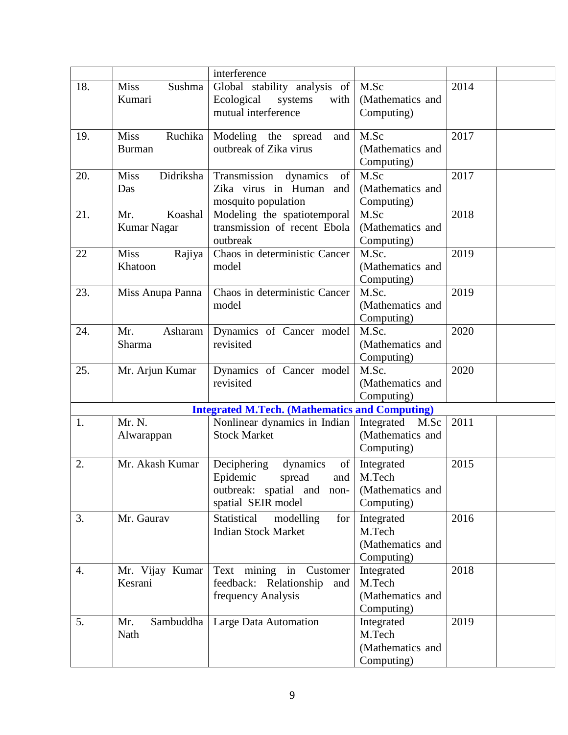|  |  | interference |  |  |  |
|---|---|---|---|---|---|
| 18. | Miss Sushma Kumari | Global stability analysis of Ecological systems with mutual interference | M.Sc (Mathematics and Computing) | 2014 |  |
| 19. | Miss Ruchika Burman | Modeling the spread and outbreak of Zika virus | M.Sc (Mathematics and Computing) | 2017 |  |
| 20. | Miss Didriksha Das | Transmission dynamics of Zika virus in Human and mosquito population | M.Sc (Mathematics and Computing) | 2017 |  |
| 21. | Mr. Koashal Kumar Nagar | Modeling the spatiotemporal transmission of recent Ebola outbreak | M.Sc (Mathematics and Computing) | 2018 |  |
| 22 | Miss Rajiya Khatoon | Chaos in deterministic Cancer model | M.Sc. (Mathematics and Computing) | 2019 |  |
| 23. | Miss Anupa Panna | Chaos in deterministic Cancer model | M.Sc. (Mathematics and Computing) | 2019 |  |
| 24. | Mr. Asharam Sharma | Dynamics of Cancer model revisited | M.Sc. (Mathematics and Computing) | 2020 |  |
| 25. | Mr. Arjun Kumar | Dynamics of Cancer model revisited | M.Sc. (Mathematics and Computing) | 2020 |  |
|  |  | **Integrated M.Tech. (Mathematics and Computing)** |  |  |  |
| 1. | Mr. N. Alwarappan | Nonlinear dynamics in Indian Stock Market | Integrated M.Sc (Mathematics and Computing) | 2011 |  |
| 2. | Mr. Akash Kumar | Deciphering dynamics of Epidemic spread and outbreak: spatial and non-spatial SEIR model | Integrated M.Tech (Mathematics and Computing) | 2015 |  |
| 3. | Mr. Gaurav | Statistical modelling for Indian Stock Market | Integrated M.Tech (Mathematics and Computing) | 2016 |  |
| 4. | Mr. Vijay Kumar Kesrani | Text mining in Customer feedback: Relationship and frequency Analysis | Integrated M.Tech (Mathematics and Computing) | 2018 |  |
| 5. | Mr. Sambuddha Nath | Large Data Automation | Integrated M.Tech (Mathematics and Computing) | 2019 |  |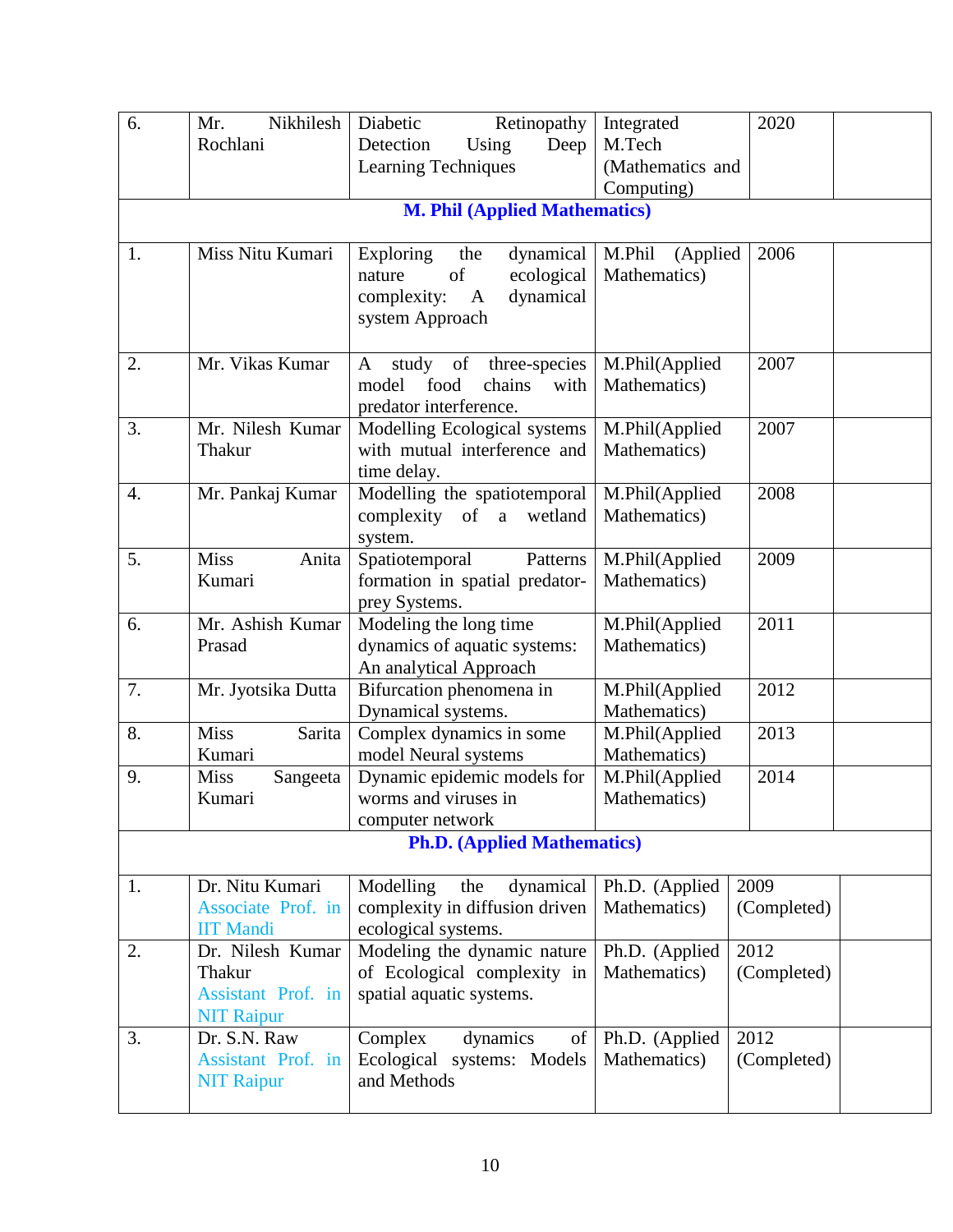| | | | | | |
|---|---|---|---|---|---|
| 6. | Mr. Nikhilesh Rochlani | Diabetic Retinopathy Detection Using Deep Learning Techniques | Integrated M.Tech (Mathematics and Computing) | 2020 | |
| | | **M. Phil (Applied Mathematics)** | | | |
| 1. | Miss Nitu Kumari | Exploring the dynamical nature of ecological complexity: A dynamical system Approach | M.Phil (Applied Mathematics) | 2006 | |
| 2. | Mr. Vikas Kumar | A study of three-species model food chains with predator interference. | M.Phil(Applied Mathematics) | 2007 | |
| 3. | Mr. Nilesh Kumar Thakur | Modelling Ecological systems with mutual interference and time delay. | M.Phil(Applied Mathematics) | 2007 | |
| 4. | Mr. Pankaj Kumar | Modelling the spatiotemporal complexity of a wetland system. | M.Phil(Applied Mathematics) | 2008 | |
| 5. | Miss Anita Kumari | Spatiotemporal Patterns formation in spatial predator-prey Systems. | M.Phil(Applied Mathematics) | 2009 | |
| 6. | Mr. Ashish Kumar Prasad | Modeling the long time dynamics of aquatic systems: An analytical Approach | M.Phil(Applied Mathematics) | 2011 | |
| 7. | Mr. Jyotsika Dutta | Bifurcation phenomena in Dynamical systems. | M.Phil(Applied Mathematics) | 2012 | |
| 8. | Miss Sarita Kumari | Complex dynamics in some model Neural systems | M.Phil(Applied Mathematics) | 2013 | |
| 9. | Miss Sangeeta Kumari | Dynamic epidemic models for worms and viruses in computer network | M.Phil(Applied Mathematics) | 2014 | |
| | | **Ph.D. (Applied Mathematics)** | | | |
| 1. | Dr. Nitu Kumari Associate Prof. in IIT Mandi | Modelling the dynamical complexity in diffusion driven ecological systems. | Ph.D. (Applied Mathematics) | 2009 (Completed) | |
| 2. | Dr. Nilesh Kumar Thakur Assistant Prof. in NIT Raipur | Modeling the dynamic nature of Ecological complexity in spatial aquatic systems. | Ph.D. (Applied Mathematics) | 2012 (Completed) | |
| 3. | Dr. S.N. Raw Assistant Prof. in NIT Raipur | Complex dynamics of Ecological systems: Models and Methods | Ph.D. (Applied Mathematics) | 2012 (Completed) | |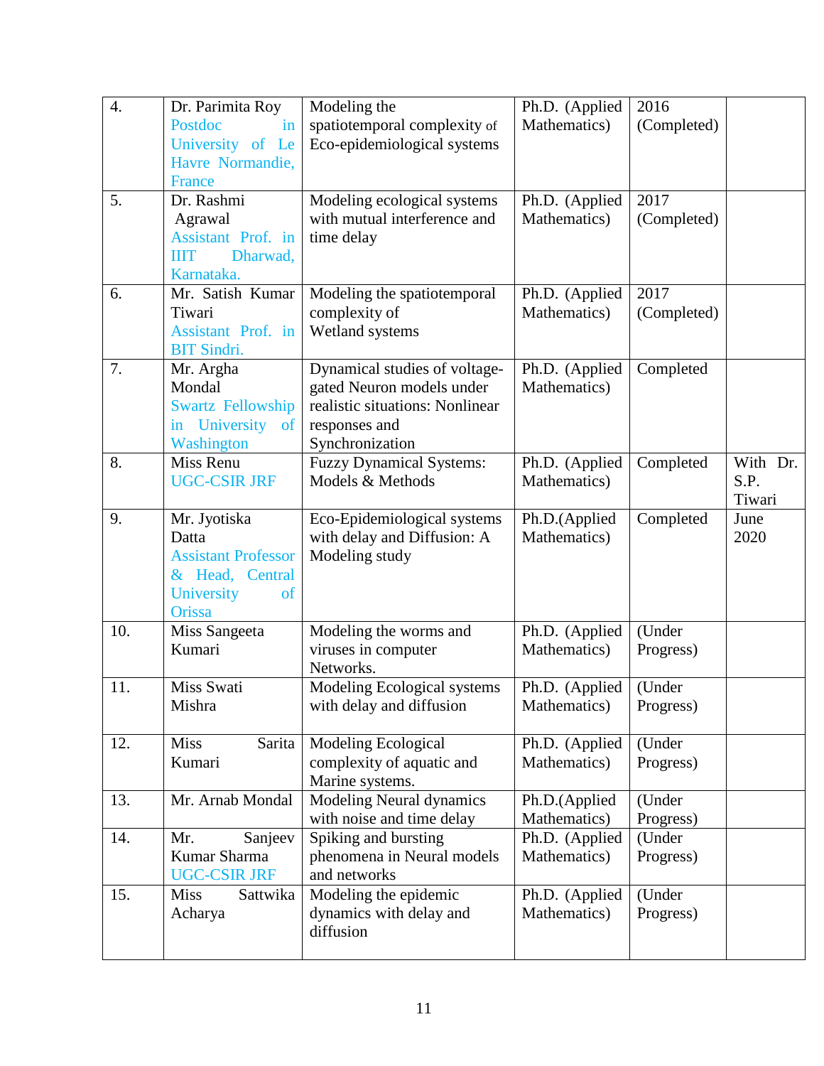| 4. | Dr. Parimita Roy Postdoc in University of Le Havre Normandie, France | Modeling the spatiotemporal complexity of Eco-epidemiological systems | Ph.D. (Applied Mathematics) | 2016 (Completed) | |
|---|---|---|---|---|---|
| 5. | Dr. Rashmi Agrawal Assistant Prof. in IIIT Dharwad, Karnataka. | Modeling ecological systems with mutual interference and time delay | Ph.D. (Applied Mathematics) | 2017 (Completed) | |
| 6. | Mr. Satish Kumar Tiwari Assistant Prof. in BIT Sindri. | Modeling the spatiotemporal complexity of Wetland systems | Ph.D. (Applied Mathematics) | 2017 (Completed) | |
| 7. | Mr. Argha Mondal Swartz Fellowship in University of Washington | Dynamical studies of voltage-gated Neuron models under realistic situations: Nonlinear responses and Synchronization | Ph.D. (Applied Mathematics) | Completed | |
| 8. | Miss Renu UGC-CSIR JRF | Fuzzy Dynamical Systems: Models & Methods | Ph.D. (Applied Mathematics) | Completed | With Dr. S.P. Tiwari |
| 9. | Mr. Jyotiska Datta Assistant Professor & Head, Central University of Orissa | Eco-Epidemiological systems with delay and Diffusion: A Modeling study | Ph.D.(Applied Mathematics) | Completed | June 2020 |
| 10. | Miss Sangeeta Kumari | Modeling the worms and viruses in computer Networks. | Ph.D. (Applied Mathematics) | (Under Progress) | |
| 11. | Miss Swati Mishra | Modeling Ecological systems with delay and diffusion | Ph.D. (Applied Mathematics) | (Under Progress) | |
| 12. | Miss Sarita Kumari | Modeling Ecological complexity of aquatic and Marine systems. | Ph.D. (Applied Mathematics) | (Under Progress) | |
| 13. | Mr. Arnab Mondal | Modeling Neural dynamics with noise and time delay | Ph.D.(Applied Mathematics) | (Under Progress) | |
| 14. | Mr. Sanjeev Kumar Sharma UGC-CSIR JRF | Spiking and bursting phenomena in Neural models and networks | Ph.D. (Applied Mathematics) | (Under Progress) | |
| 15. | Miss Sattwika Acharya | Modeling the epidemic dynamics with delay and diffusion | Ph.D. (Applied Mathematics) | (Under Progress) | |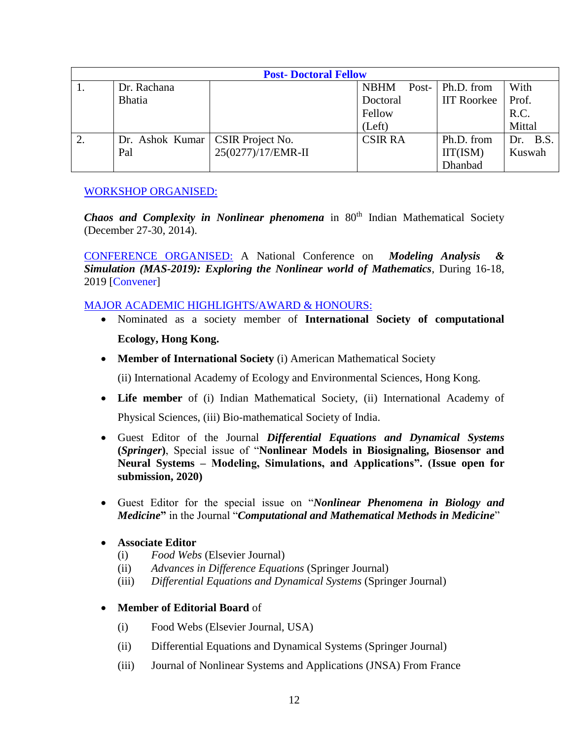| Post- Doctoral Fellow | | | | | |
|---|---|---|---|---|---|
| 1. | Dr. Rachana Bhatia | | NBHM Post-Doctoral Fellow (Left) | Ph.D. from IIT Roorkee | With Prof. R.C. Mittal |
| 2. | Dr. Ashok Kumar Pal | CSIR Project No. 25(0277)/17/EMR-II | CSIR RA | Ph.D. from IIT(ISM) Dhanbad | Dr. B.S. Kuswah |

WORKSHOP ORGANISED:

***Chaos and Complexity in Nonlinear phenomena*** in 80th Indian Mathematical Society (December 27-30, 2014).

CONFERENCE ORGANISED: A National Conference on ***Modeling Analysis & Simulation (MAS-2019): Exploring the Nonlinear world of Mathematics***, During 16-18, 2019 [Convener]

MAJOR ACADEMIC HIGHLIGHTS/AWARD & HONOURS:

- Nominated as a society member of **International Society of computational Ecology, Hong Kong.**
- **Member of International Society** (i) American Mathematical Society

  (ii) International Academy of Ecology and Environmental Sciences, Hong Kong.
- **Life member** of (i) Indian Mathematical Society, (ii) International Academy of Physical Sciences, (iii) Bio-mathematical Society of India.
- Guest Editor of the Journal ***Differential Equations and Dynamical Systems*** **(*Springer*)**, Special issue of "**Nonlinear Models in Biosignaling, Biosensor and Neural Systems – Modeling, Simulations, and Applications". (Issue open for submission, 2020)**
- Guest Editor for the special issue on "***Nonlinear Phenomena in Biology and Medicine*"** in the Journal "***Computational and Mathematical Methods in Medicine***"
- **Associate Editor**
  - (i) *Food Webs* (Elsevier Journal)
  - (ii) *Advances in Difference Equations* (Springer Journal)
  - (iii) *Differential Equations and Dynamical Systems* (Springer Journal)
- **Member of Editorial Board** of
  - (i) Food Webs (Elsevier Journal, USA)
  - (ii) Differential Equations and Dynamical Systems (Springer Journal)
  - (iii) Journal of Nonlinear Systems and Applications (JNSA) From France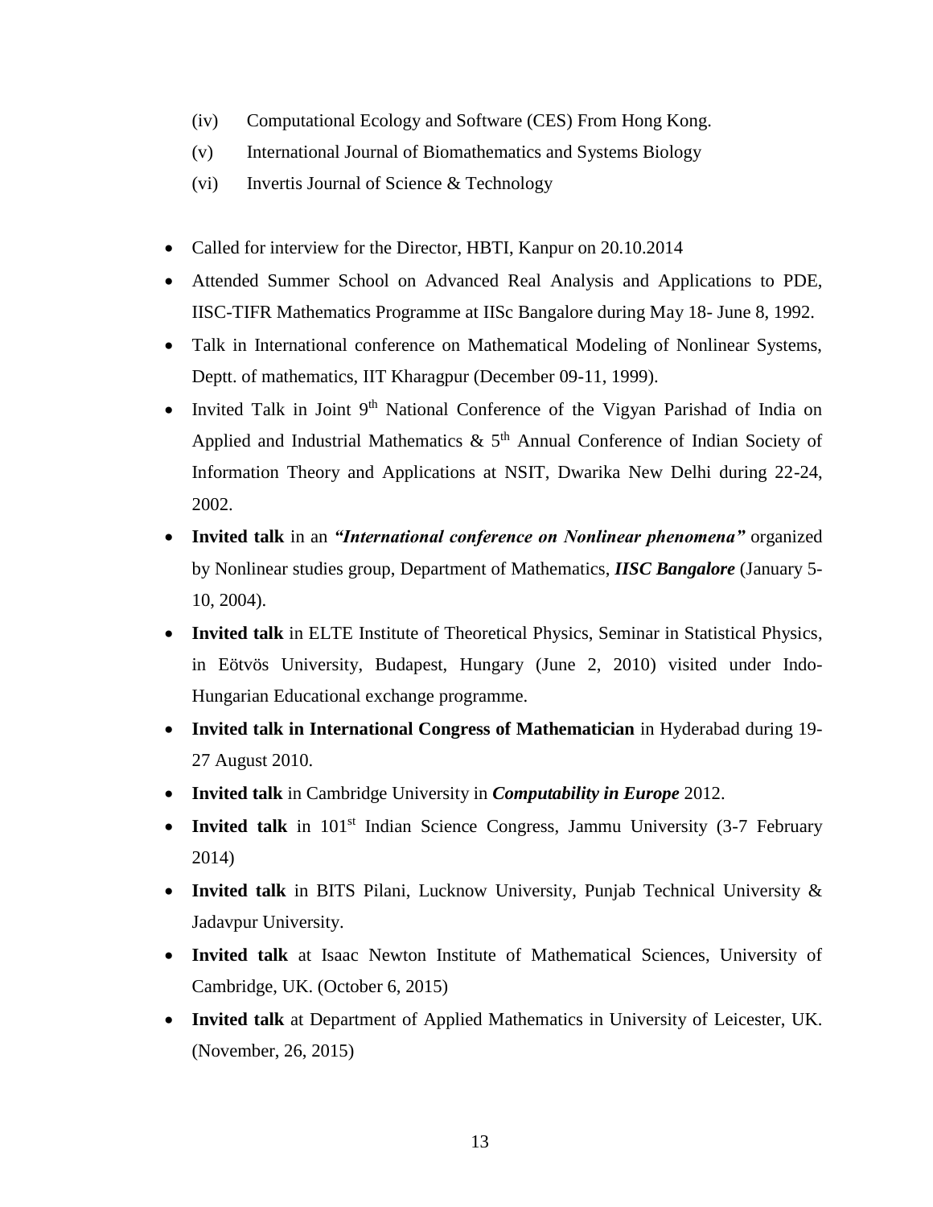(iv) Computational Ecology and Software (CES) From Hong Kong.

(v) International Journal of Biomathematics and Systems Biology

(vi) Invertis Journal of Science & Technology

- Called for interview for the Director, HBTI, Kanpur on 20.10.2014
- Attended Summer School on Advanced Real Analysis and Applications to PDE, IISC-TIFR Mathematics Programme at IISc Bangalore during May 18- June 8, 1992.
- Talk in International conference on Mathematical Modeling of Nonlinear Systems, Deptt. of mathematics, IIT Kharagpur (December 09-11, 1999).
- Invited Talk in Joint 9th National Conference of the Vigyan Parishad of India on Applied and Industrial Mathematics & 5th Annual Conference of Indian Society of Information Theory and Applications at NSIT, Dwarika New Delhi during 22-24, 2002.
- **Invited talk** in an ***"International conference on Nonlinear phenomena"*** organized by Nonlinear studies group, Department of Mathematics, ***IISC Bangalore*** (January 5-10, 2004).
- **Invited talk** in ELTE Institute of Theoretical Physics, Seminar in Statistical Physics, in Eötvös University, Budapest, Hungary (June 2, 2010) visited under Indo-Hungarian Educational exchange programme.
- **Invited talk in International Congress of Mathematician** in Hyderabad during 19-27 August 2010.
- **Invited talk** in Cambridge University in ***Computability in Europe*** 2012.
- **Invited talk** in 101st Indian Science Congress, Jammu University (3-7 February 2014)
- **Invited talk** in BITS Pilani, Lucknow University, Punjab Technical University & Jadavpur University.
- **Invited talk** at Isaac Newton Institute of Mathematical Sciences, University of Cambridge, UK. (October 6, 2015)
- **Invited talk** at Department of Applied Mathematics in University of Leicester, UK. (November, 26, 2015)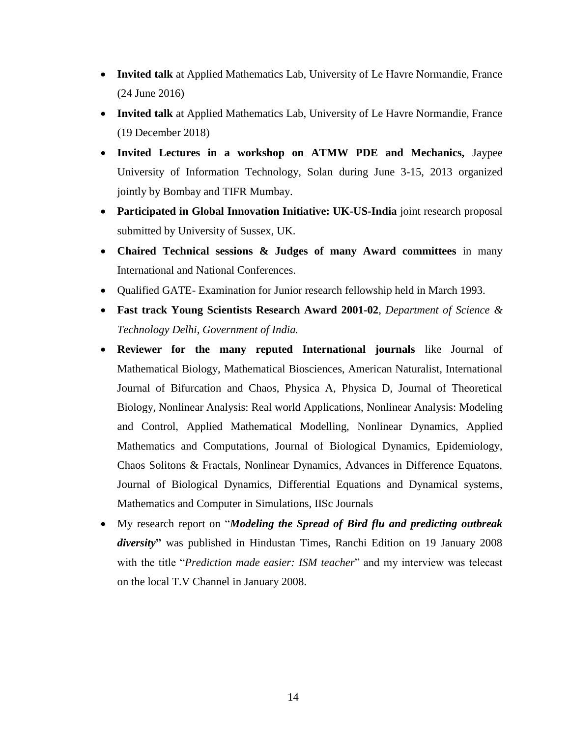- **Invited talk** at Applied Mathematics Lab, University of Le Havre Normandie, France (24 June 2016)
- **Invited talk** at Applied Mathematics Lab, University of Le Havre Normandie, France (19 December 2018)
- **Invited Lectures in a workshop on ATMW PDE and Mechanics,** Jaypee University of Information Technology, Solan during June 3-15, 2013 organized jointly by Bombay and TIFR Mumbay.
- **Participated in Global Innovation Initiative: UK-US-India** joint research proposal submitted by University of Sussex, UK.
- **Chaired Technical sessions & Judges of many Award committees** in many International and National Conferences.
- Qualified GATE- Examination for Junior research fellowship held in March 1993.
- **Fast track Young Scientists Research Award 2001-02**, *Department of Science & Technology Delhi, Government of India.*
- **Reviewer for the many reputed International journals** like Journal of Mathematical Biology, Mathematical Biosciences, American Naturalist, International Journal of Bifurcation and Chaos, Physica A, Physica D, Journal of Theoretical Biology, Nonlinear Analysis: Real world Applications, Nonlinear Analysis: Modeling and Control, Applied Mathematical Modelling, Nonlinear Dynamics, Applied Mathematics and Computations, Journal of Biological Dynamics, Epidemiology, Chaos Solitons & Fractals, Nonlinear Dynamics, Advances in Difference Equatons, Journal of Biological Dynamics, Differential Equations and Dynamical systems, Mathematics and Computer in Simulations, IISc Journals
- My research report on "***Modeling the Spread of Bird flu and predicting outbreak diversity***" was published in Hindustan Times, Ranchi Edition on 19 January 2008 with the title "*Prediction made easier: ISM teacher*" and my interview was telecast on the local T.V Channel in January 2008.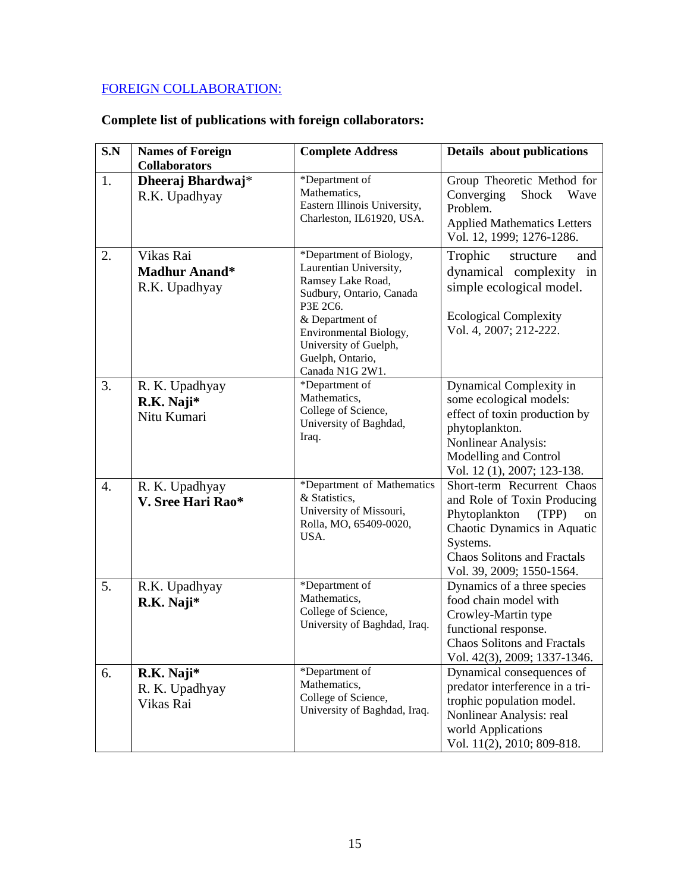FOREIGN COLLABORATION:

**Complete list of publications with foreign collaborators:**

| S.N | Names of Foreign Collaborators | Complete Address | Details about publications |
|---|---|---|---|
| 1. | **Dheeraj Bhardwaj***<br>R.K. Upadhyay | *Department of Mathematics, Eastern Illinois University, Charleston, IL61920, USA. | Group Theoretic Method for Converging Shock Wave Problem.<br>Applied Mathematics Letters Vol. 12, 1999; 1276-1286. |
| 2. | Vikas Rai<br>**Madhur Anand***<br>R.K. Upadhyay | *Department of Biology, Laurentian University, Ramsey Lake Road, Sudbury, Ontario, Canada P3E 2C6.<br>& Department of Environmental Biology, University of Guelph, Guelph, Ontario, Canada N1G 2W1. | Trophic structure and dynamical complexity in simple ecological model.<br>Ecological Complexity Vol. 4, 2007; 212-222. |
| 3. | R. K. Upadhyay<br>**R.K. Naji***<br>Nitu Kumari | *Department of Mathematics, College of Science, University of Baghdad, Iraq. | Dynamical Complexity in some ecological models: effect of toxin production by phytoplankton.<br>Nonlinear Analysis: Modelling and Control Vol. 12 (1), 2007; 123-138. |
| 4. | R. K. Upadhyay<br>**V. Sree Hari Rao*** | *Department of Mathematics & Statistics, University of Missouri, Rolla, MO, 65409-0020, USA. | Short-term Recurrent Chaos and Role of Toxin Producing Phytoplankton (TPP) on Chaotic Dynamics in Aquatic Systems.<br>Chaos Solitons and Fractals Vol. 39, 2009; 1550-1564. |
| 5. | R.K. Upadhyay<br>**R.K. Naji*** | *Department of Mathematics, College of Science, University of Baghdad, Iraq. | Dynamics of a three species food chain model with Crowley-Martin type functional response.<br>Chaos Solitons and Fractals Vol. 42(3), 2009; 1337-1346. |
| 6. | **R.K. Naji***<br>R. K. Upadhyay<br>Vikas Rai | *Department of Mathematics, College of Science, University of Baghdad, Iraq. | Dynamical consequences of predator interference in a tri-trophic population model.<br>Nonlinear Analysis: real world Applications Vol. 11(2), 2010; 809-818. |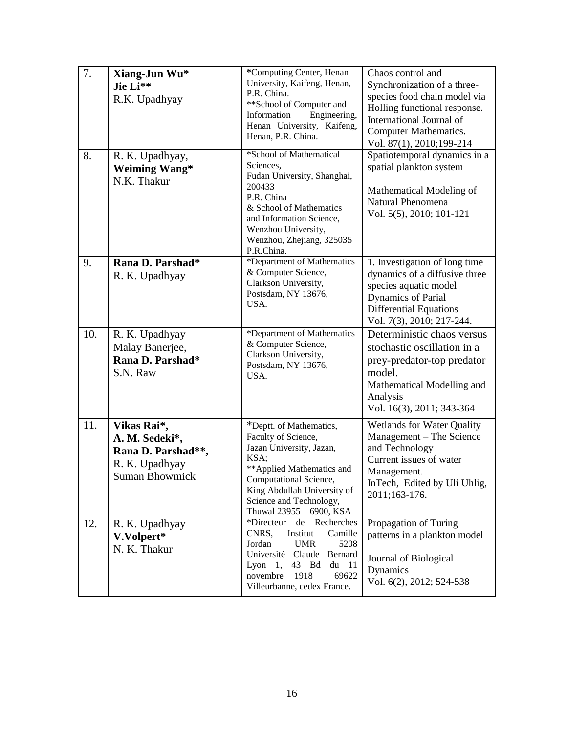| 7. | **Xiang-Jun Wu*** **Jie Li**** R.K. Upadhyay | ***Computing Center, Henan University, Kaifeng, Henan, P.R. China. **School of Computer and Information Engineering, Henan University, Kaifeng, Henan, P.R. China. | Chaos control and Synchronization of a three-species food chain model via Holling functional response. International Journal of Computer Mathematics. Vol. 87(1), 2010;199-214 |
|---|---|---|---|
| 8. | R. K. Upadhyay, **Weiming Wang*** N.K. Thakur | *School of Mathematical Sciences, Fudan University, Shanghai, 200433 P.R. China & School of Mathematics and Information Science, Wenzhou University, Wenzhou, Zhejiang, 325035 P.R.China. | Spatiotemporal dynamics in a spatial plankton system<br><br>Mathematical Modeling of Natural Phenomena Vol. 5(5), 2010; 101-121 |
| 9. | **Rana D. Parshad*** R. K. Upadhyay | *Department of Mathematics & Computer Science, Clarkson University, Postsdam, NY 13676, USA. | 1. Investigation of long time dynamics of a diffusive three species aquatic model Dynamics of Parial Differential Equations Vol. 7(3), 2010; 217-244. |
| 10. | R. K. Upadhyay Malay Banerjee, **Rana D. Parshad*** S.N. Raw | *Department of Mathematics & Computer Science, Clarkson University, Postsdam, NY 13676, USA. | Deterministic chaos versus stochastic oscillation in a prey-predator-top predator model. Mathematical Modelling and Analysis Vol. 16(3), 2011; 343-364 |
| 11. | **Vikas Rai*, A. M. Sedeki*, Rana D. Parshad**,** R. K. Upadhyay **Suman Bhowmick** | *Deptt. of Mathematics, Faculty of Science, Jazan University, Jazan, KSA; **Applied Mathematics and Computational Science, King Abdullah University of Science and Technology, Thuwal 23955 – 6900, KSA | Wetlands for Water Quality Management – The Science and Technology Current issues of water Management. InTech, Edited by Uli Uhlig, 2011;163-176. |
| 12. | R. K. Upadhyay **V.Volpert*** N. K. Thakur | *Directeur de Recherches CNRS, Institut Camille Jordan UMR 5208 Université Claude Bernard Lyon 1, 43 Bd du 11 novembre 1918 69622 Villeurbanne, cedex France. | Propagation of Turing patterns in a plankton model<br><br>Journal of Biological Dynamics Vol. 6(2), 2012; 524-538 |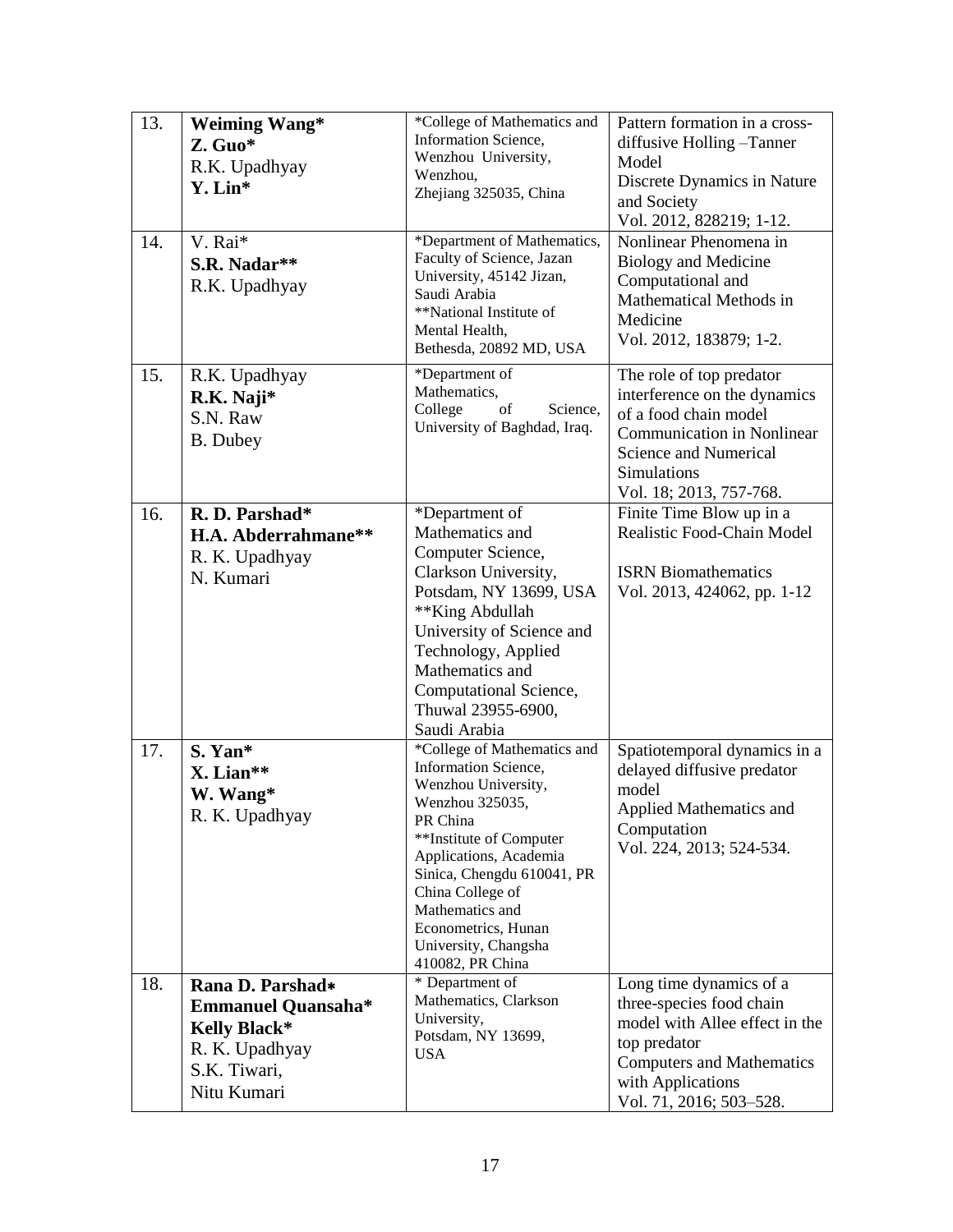| 13. | **Weiming Wang***<br>**Z. Guo***<br>R.K. Upadhyay<br>**Y. Lin*** | *College of Mathematics and Information Science, Wenzhou University, Wenzhou, Zhejiang 325035, China | Pattern formation in a cross-diffusive Holling –Tanner Model<br>Discrete Dynamics in Nature and Society<br>Vol. 2012, 828219; 1-12. |
|---|---|---|---|
| 14. | V. Rai*<br>**S.R. Nadar****<br>R.K. Upadhyay | *Department of Mathematics, Faculty of Science, Jazan University, 45142 Jizan, Saudi Arabia<br>**National Institute of Mental Health, Bethesda, 20892 MD, USA | Nonlinear Phenomena in Biology and Medicine<br>Computational and Mathematical Methods in Medicine<br>Vol. 2012, 183879; 1-2. |
| 15. | R.K. Upadhyay<br>**R.K. Naji***<br>S.N. Raw<br>B. Dubey | *Department of Mathematics, College of Science, University of Baghdad, Iraq. | The role of top predator interference on the dynamics of a food chain model<br>Communication in Nonlinear Science and Numerical Simulations<br>Vol. 18; 2013, 757-768. |
| 16. | **R. D. Parshad***<br>**H.A. Abderrahmane****<br>R. K. Upadhyay<br>N. Kumari | *Department of Mathematics and Computer Science, Clarkson University, Potsdam, NY 13699, USA<br>**King Abdullah University of Science and Technology, Applied Mathematics and Computational Science, Thuwal 23955-6900, Saudi Arabia | Finite Time Blow up in a Realistic Food-Chain Model<br><br>ISRN Biomathematics<br>Vol. 2013, 424062, pp. 1-12 |
| 17. | **S. Yan***<br>**X. Lian****<br>**W. Wang***<br>R. K. Upadhyay | *College of Mathematics and Information Science, Wenzhou University, Wenzhou 325035, PR China<br>**Institute of Computer Applications, Academia Sinica, Chengdu 610041, PR China College of Mathematics and Econometrics, Hunan University, Changsha 410082, PR China | Spatiotemporal dynamics in a delayed diffusive predator model<br>Applied Mathematics and Computation<br>Vol. 224, 2013; 524-534. |
| 18. | **Rana D. Parshad***<br>**Emmanuel Quansaha***<br>**Kelly Black***<br>R. K. Upadhyay<br>S.K. Tiwari,<br>Nitu Kumari | * Department of Mathematics, Clarkson University, Potsdam, NY 13699, USA | Long time dynamics of a three-species food chain model with Allee effect in the top predator<br>Computers and Mathematics with Applications<br>Vol. 71, 2016; 503–528. |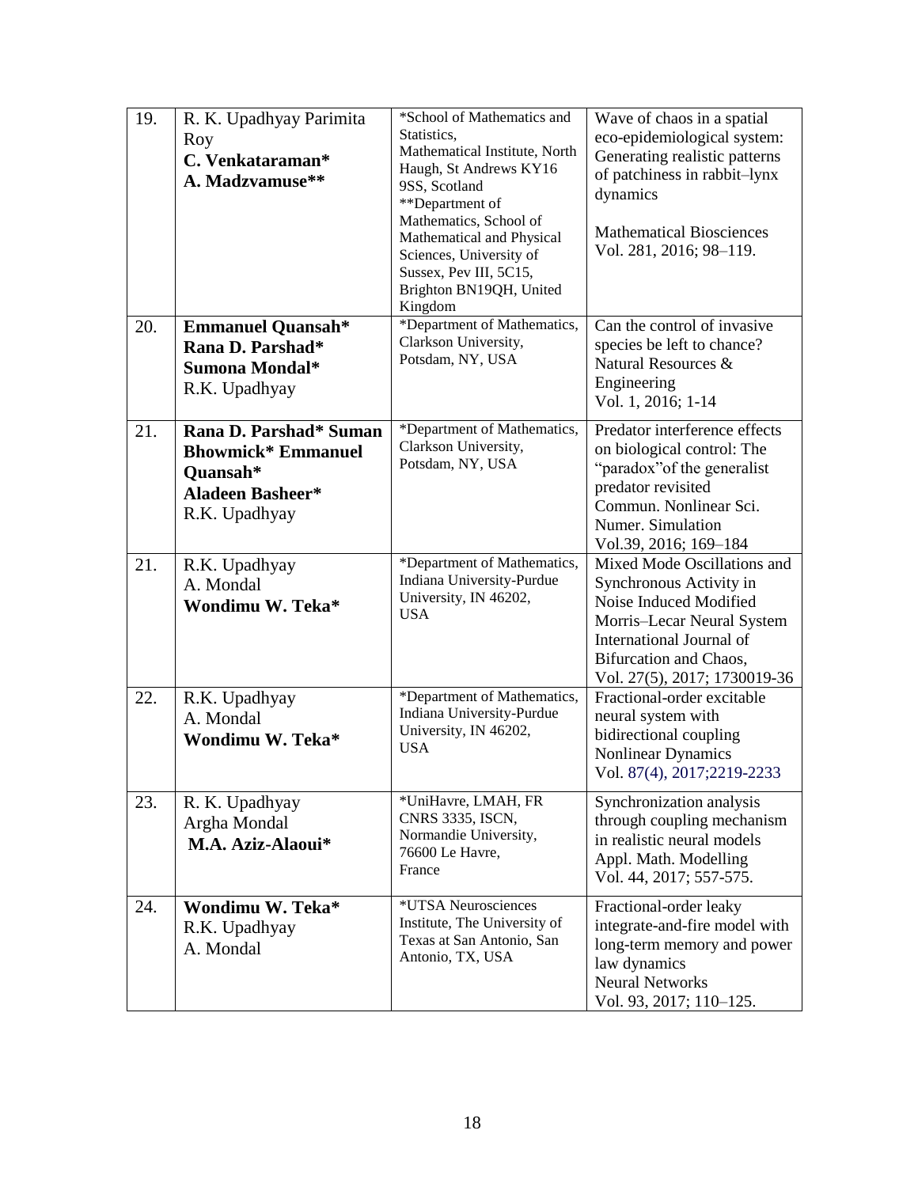| | | | |
|---|---|---|---|
| 19. | R. K. Upadhyay Parimita Roy<br>**C. Venkataraman***<br>**A. Madzvamuse**** | *School of Mathematics and Statistics, Mathematical Institute, North Haugh, St Andrews KY16 9SS, Scotland<br>**Department of Mathematics, School of Mathematical and Physical Sciences, University of Sussex, Pev III, 5C15, Brighton BN19QH, United Kingdom | Wave of chaos in a spatial eco-epidemiological system: Generating realistic patterns of patchiness in rabbit–lynx dynamics<br><br>Mathematical Biosciences Vol. 281, 2016; 98–119. |
| 20. | **Emmanuel Quansah***<br>**Rana D. Parshad***<br>**Sumona Mondal***<br>R.K. Upadhyay | *Department of Mathematics, Clarkson University, Potsdam, NY, USA | Can the control of invasive species be left to chance? Natural Resources & Engineering<br>Vol. 1, 2016; 1-14 |
| 21. | **Rana D. Parshad* Suman Bhowmick* Emmanuel Quansah***<br>**Aladeen Basheer***<br>R.K. Upadhyay | *Department of Mathematics, Clarkson University, Potsdam, NY, USA | Predator interference effects on biological control: The "paradox"of the generalist predator revisited<br>Commun. Nonlinear Sci. Numer. Simulation<br>Vol.39, 2016; 169–184 |
| 21. | R.K. Upadhyay<br>A. Mondal<br>**Wondimu W. Teka*** | *Department of Mathematics, Indiana University-Purdue University, IN 46202, USA | Mixed Mode Oscillations and Synchronous Activity in Noise Induced Modified Morris–Lecar Neural System<br>International Journal of Bifurcation and Chaos,<br>Vol. 27(5), 2017; 1730019-36 |
| 22. | R.K. Upadhyay<br>A. Mondal<br>**Wondimu W. Teka*** | *Department of Mathematics, Indiana University-Purdue University, IN 46202, USA | Fractional-order excitable neural system with bidirectional coupling<br>Nonlinear Dynamics<br>Vol. 87(4), 2017;2219-2233 |
| 23. | R. K. Upadhyay<br>Argha Mondal<br>**M.A. Aziz-Alaoui*** | *UniHavre, LMAH, FR CNRS 3335, ISCN, Normandie University, 76600 Le Havre, France | Synchronization analysis through coupling mechanism in realistic neural models<br>Appl. Math. Modelling<br>Vol. 44, 2017; 557-575. |
| 24. | **Wondimu W. Teka***<br>R.K. Upadhyay<br>A. Mondal | *UTSA Neurosciences Institute, The University of Texas at San Antonio, San Antonio, TX, USA | Fractional-order leaky integrate-and-fire model with long-term memory and power law dynamics<br>Neural Networks<br>Vol. 93, 2017; 110–125. |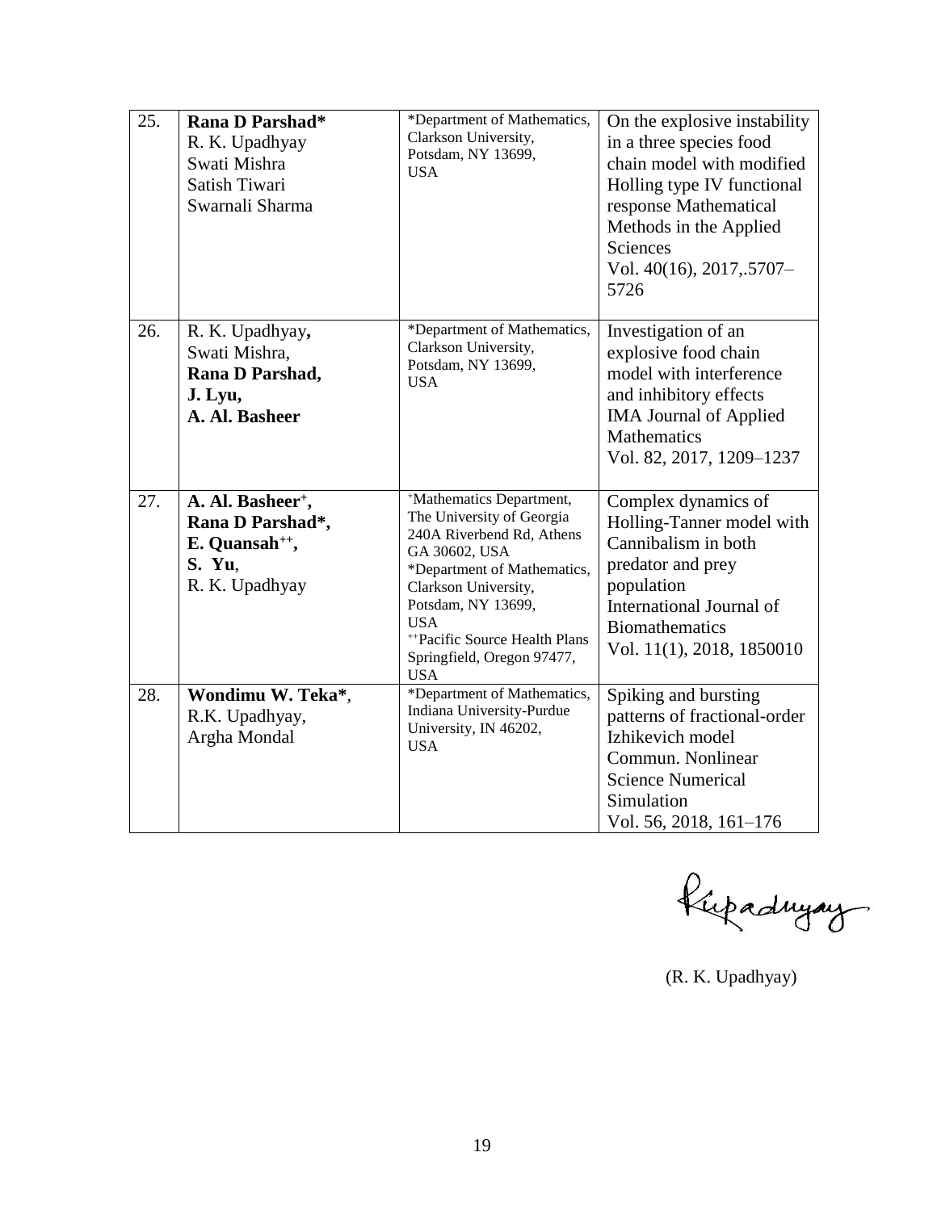| | | | |
|---|---|---|---|
| 25. | **Rana D Parshad***<br>R. K. Upadhyay<br>Swati Mishra<br>Satish Tiwari<br>Swarnali Sharma | *Department of Mathematics, Clarkson University, Potsdam, NY 13699, USA | On the explosive instability in a three species food chain model with modified Holling type IV functional response Mathematical Methods in the Applied Sciences<br>Vol. 40(16), 2017,.5707–5726 |
| 26. | R. K. Upadhyay,<br>Swati Mishra,<br>**Rana D Parshad,**<br>**J. Lyu,**<br>**A. Al. Basheer** | *Department of Mathematics, Clarkson University, Potsdam, NY 13699, USA | Investigation of an explosive food chain model with interference and inhibitory effects<br>IMA Journal of Applied Mathematics<br>Vol. 82, 2017, 1209–1237 |
| 27. | **A. Al. Basheer**[+],<br>**Rana D Parshad***,<br>**E. Quansah**[++],<br>**S. Yu**,<br>R. K. Upadhyay | [+]Mathematics Department, The University of Georgia 240A Riverbend Rd, Athens GA 30602, USA<br>*Department of Mathematics, Clarkson University, Potsdam, NY 13699, USA<br>[++]Pacific Source Health Plans Springfield, Oregon 97477, USA | Complex dynamics of Holling-Tanner model with Cannibalism in both predator and prey population<br>International Journal of Biomathematics<br>Vol. 11(1), 2018, 1850010 |
| 28. | **Wondimu W. Teka***,<br>R.K. Upadhyay,<br>Argha Mondal | *Department of Mathematics, Indiana University-Purdue University, IN 46202, USA | Spiking and bursting patterns of fractional-order Izhikevich model<br>Commun. Nonlinear Science Numerical Simulation<br>Vol. 56, 2018, 161–176 |

(R. K. Upadhyay)